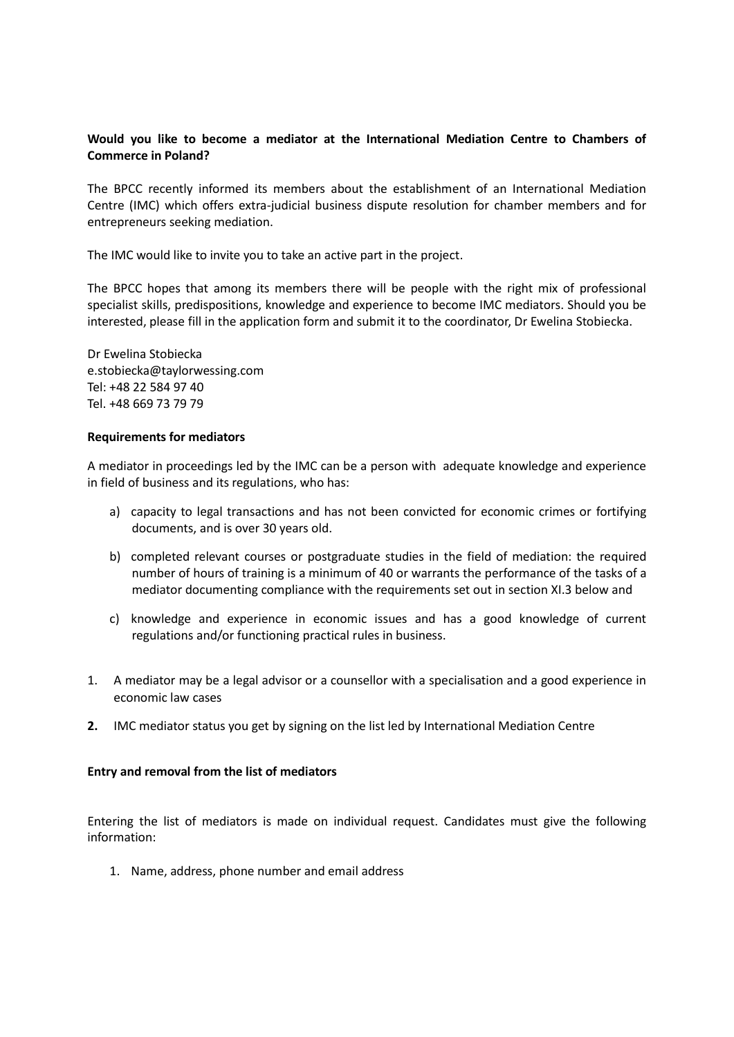**Would you like to become a mediator at the International Mediation Centre to Chambers of Commerce in Poland?**

The BPCC recently informed its members about the establishment of an International Mediation Centre (IMC) which offers extra-judicial business dispute resolution for chamber members and for entrepreneurs seeking mediation.

The IMC would like to invite you to take an active part in the project.

The BPCC hopes that among its members there will be people with the right mix of professional specialist skills, predispositions, knowledge and experience to become IMC mediators. Should you be interested, please fill in the application form and submit it to the coordinator, Dr Ewelina Stobiecka.

Dr Ewelina Stobiecka
e.stobiecka@taylorwessing.com
Tel: +48 22 584 97 40
Tel. +48 669 73 79 79

**Requirements for mediators**

A mediator in proceedings led by the IMC can be a person with adequate knowledge and experience in field of business and its regulations, who has:

a) capacity to legal transactions and has not been convicted for economic crimes or fortifying documents, and is over 30 years old.

b) completed relevant courses or postgraduate studies in the field of mediation: the required number of hours of training is a minimum of 40 or warrants the performance of the tasks of a mediator documenting compliance with the requirements set out in section XI.3 below and

c) knowledge and experience in economic issues and has a good knowledge of current regulations and/or functioning practical rules in business.

1. A mediator may be a legal advisor or a counsellor with a specialisation and a good experience in economic law cases
2. IMC mediator status you get by signing on the list led by International Mediation Centre

**Entry and removal from the list of mediators**

Entering the list of mediators is made on individual request. Candidates must give the following information:

1. Name, address, phone number and email address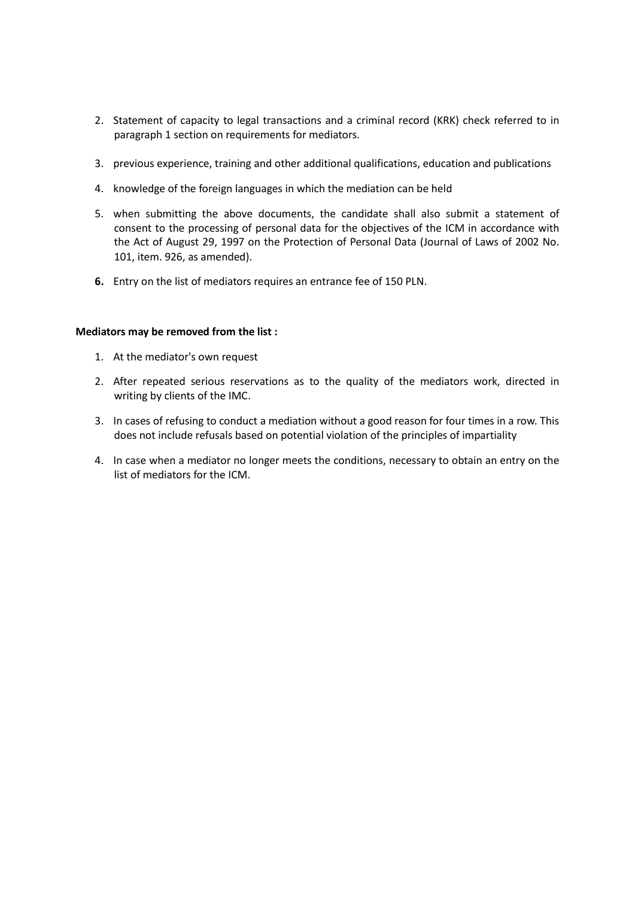2. Statement of capacity to legal transactions and a criminal record (KRK) check referred to in paragraph 1 section on requirements for mediators.
3. previous experience, training and other additional qualifications, education and publications
4. knowledge of the foreign languages in which the mediation can be held
5. when submitting the above documents, the candidate shall also submit a statement of consent to the processing of personal data for the objectives of the ICM in accordance with the Act of August 29, 1997 on the Protection of Personal Data (Journal of Laws of 2002 No. 101, item. 926, as amended).
6. Entry on the list of mediators requires an entrance fee of 150 PLN.

**Mediators may be removed from the list :**

1. At the mediator's own request
2. After repeated serious reservations as to the quality of the mediators work, directed in writing by clients of the IMC.
3. In cases of refusing to conduct a mediation without a good reason for four times in a row. This does not include refusals based on potential violation of the principles of impartiality
4. In case when a mediator no longer meets the conditions, necessary to obtain an entry on the list of mediators for the ICM.